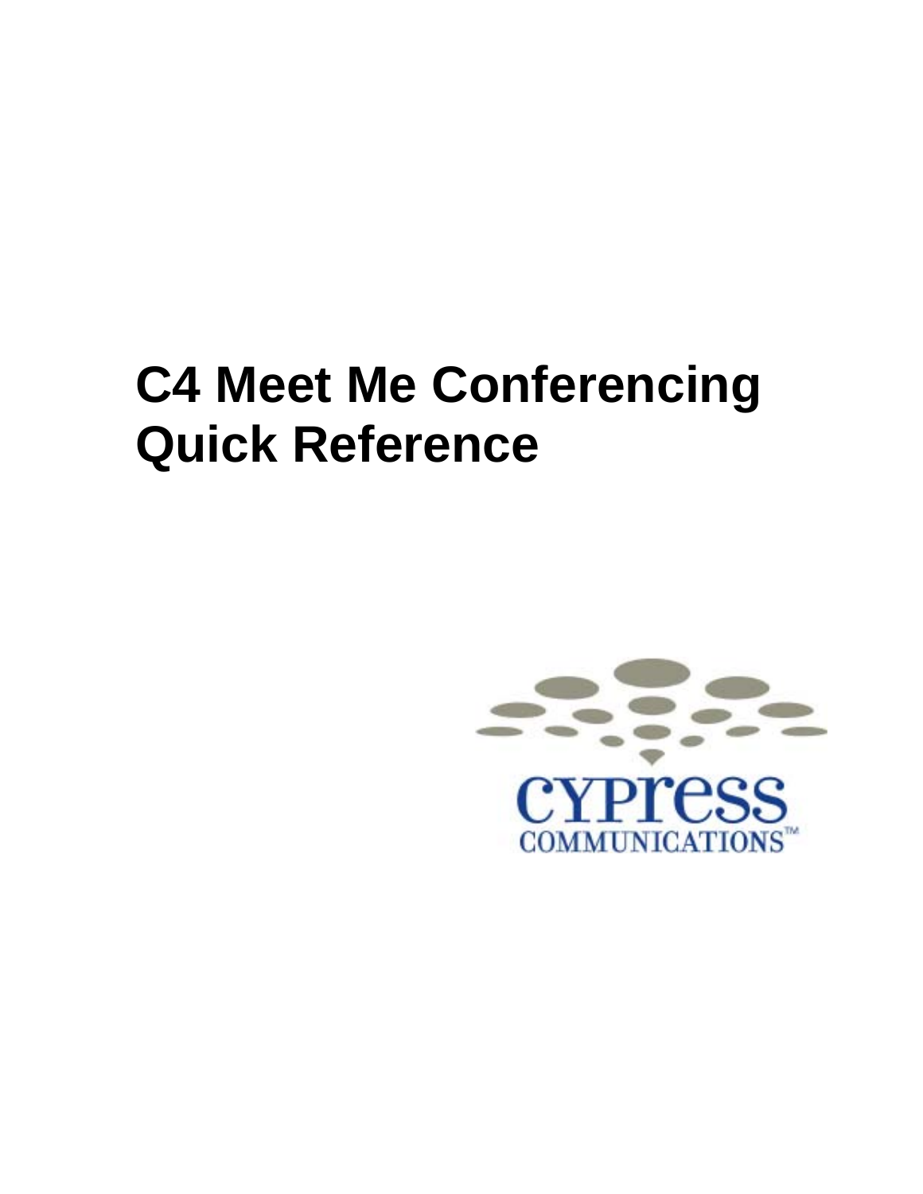# C4 Meet Me Conferencing Quick Reference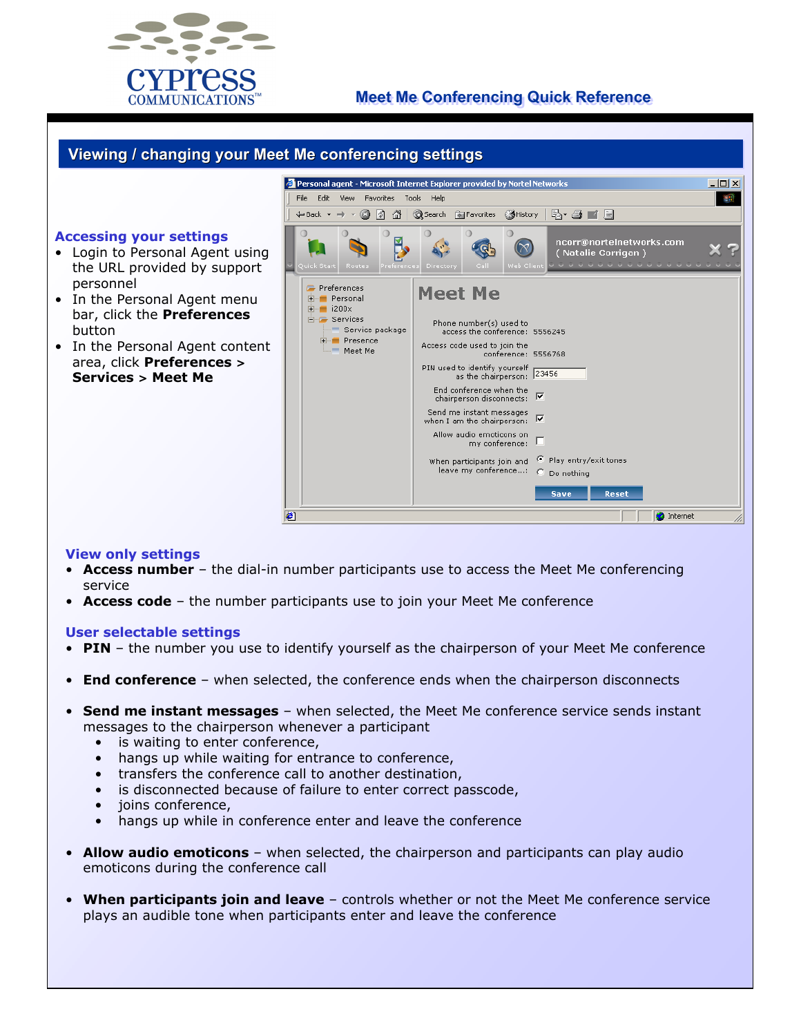# Meet Me Conferencing Quick Reference

## Viewing / changing your Meet Me conferencing settings

### Accessing your settings

- Login to Personal Agent using the URL provided by support personnel
- In the Personal Agent menu bar, click the **Preferences** button
- In the Personal Agent content area, click **Preferences > Services > Meet Me**

### View only settings

- **Access number** – the dial-in number participants use to access the Meet Me conferencing service
- **Access code** – the number participants use to join your Meet Me conference

### User selectable settings

- **PIN** – the number you use to identify yourself as the chairperson of your Meet Me conference

- **End conference** – when selected, the conference ends when the chairperson disconnects

- **Send me instant messages** – when selected, the Meet Me conference service sends instant messages to the chairperson whenever a participant
  - is waiting to enter conference,
  - hangs up while waiting for entrance to conference,
  - transfers the conference call to another destination,
  - is disconnected because of failure to enter correct passcode,
  - joins conference,
  - hangs up while in conference enter and leave the conference

- **Allow audio emoticons** – when selected, the chairperson and participants can play audio emoticons during the conference call

- **When participants join and leave** – controls whether or not the Meet Me conference service plays an audible tone when participants enter and leave the conference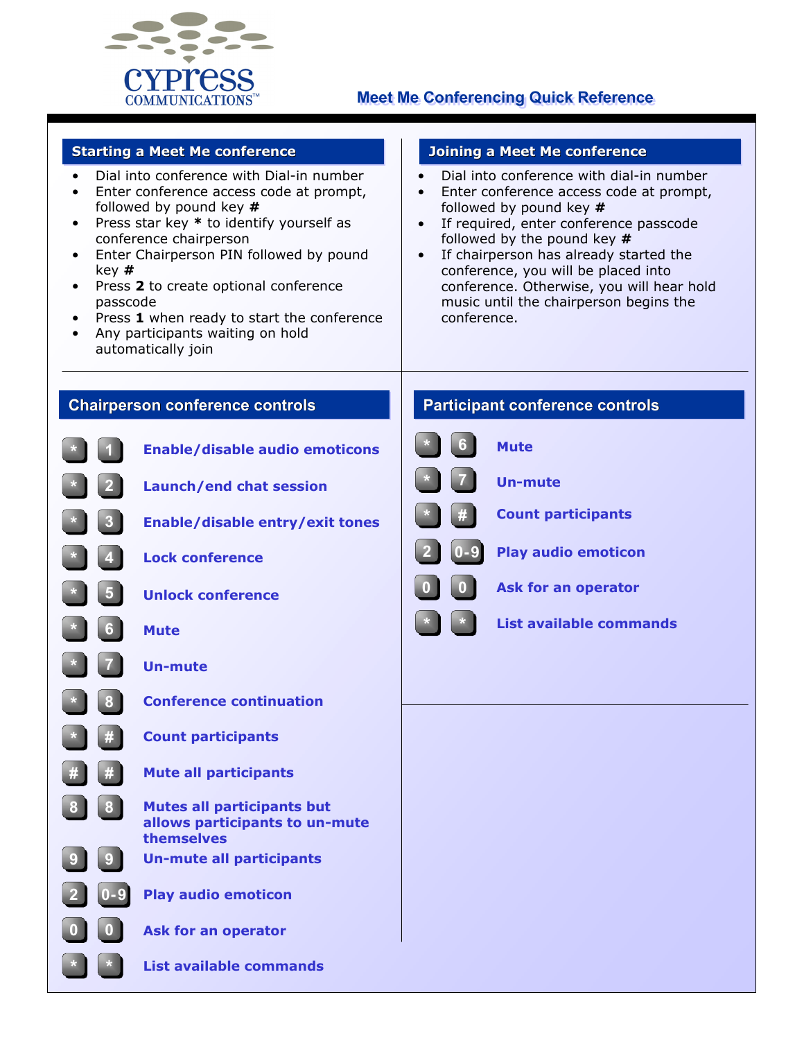CYPRESS COMMUNICATIONS™

# Meet Me Conferencing Quick Reference

## Starting a Meet Me conference

- Dial into conference with Dial-in number
- Enter conference access code at prompt, followed by pound key **#**
- Press star key **\*** to identify yourself as conference chairperson
- Enter Chairperson PIN followed by pound key **#**
- Press **2** to create optional conference passcode
- Press **1** when ready to start the conference
- Any participants waiting on hold automatically join

## Joining a Meet Me conference

- Dial into conference with dial-in number
- Enter conference access code at prompt, followed by pound key **#**
- If required, enter conference passcode followed by the pound key **#**
- If chairperson has already started the conference, you will be placed into conference. Otherwise, you will hear hold music until the chairperson begins the conference.

## Chairperson conference controls

| | | |
|---|---|---|
| * | 1 | **Enable/disable audio emoticons** |
| * | 2 | **Launch/end chat session** |
| * | 3 | **Enable/disable entry/exit tones** |
| * | 4 | **Lock conference** |
| * | 5 | **Unlock conference** |
| * | 6 | **Mute** |
| * | 7 | **Un-mute** |
| * | 8 | **Conference continuation** |
| * | # | **Count participants** |
| # | # | **Mute all participants** |
| 8 | 8 | **Mutes all participants but allows participants to un-mute themselves** |
| 9 | 9 | **Un-mute all participants** |
| 2 | 0-9 | **Play audio emoticon** |
| 0 | 0 | **Ask for an operator** |
| * | * | **List available commands** |

## Participant conference controls

| | | |
|---|---|---|
| * | 6 | **Mute** |
| * | 7 | **Un-mute** |
| * | # | **Count participants** |
| 2 | 0-9 | **Play audio emoticon** |
| 0 | 0 | **Ask for an operator** |
| * | * | **List available commands** |